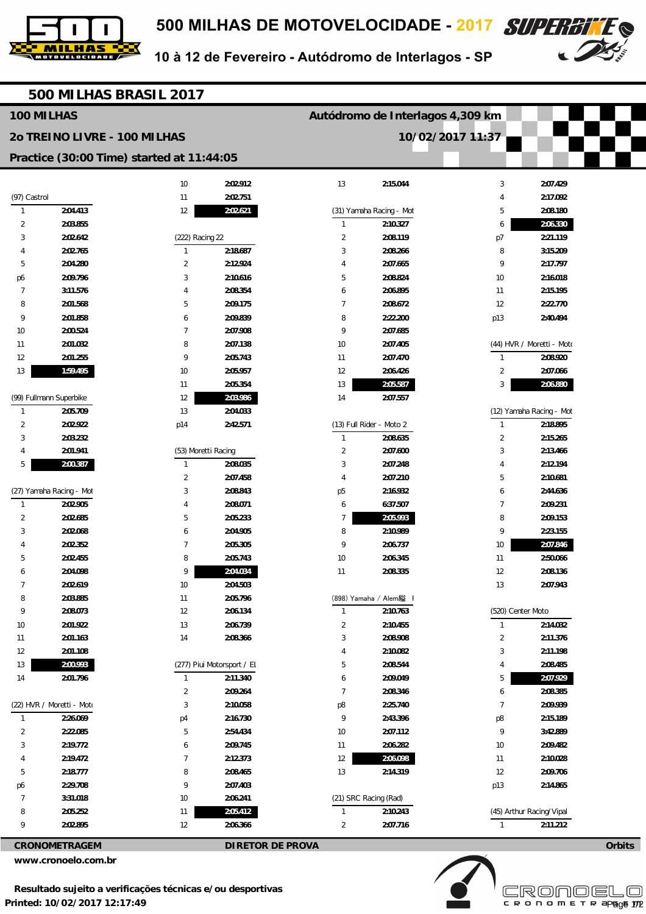# 500 MILHAS DE MOTOVELOCIDADE - 2017

10 à 12 de Fevereiro - Autódromo de Interlagos - SP

## 500 MILHAS BRASIL 2017

**100 MILHAS** — Autódromo de Interlagos 4,309 km

**2o TREINO LIVRE - 100 MILHAS** — 10/02/2017 11:37

**Practice (30:00 Time) started at 11:44:05**

### (97) Castrol

| Lap | Time |
|---|---|
| 1 | 2:04.413 |
| 2 | 2:03.855 |
| 3 | 2:02.642 |
| 4 | 2:02.765 |
| 5 | 2:04.280 |
| p6 | 2:09.796 |
| 7 | 3:11.576 |
| 8 | 2:01.568 |
| 9 | 2:01.858 |
| 10 | 2:00.524 |
| 11 | 2:01.032 |
| 12 | 2:01.255 |
| 13 | **1:59.495** |

### (99) Fullmann Superbike

| Lap | Time |
|---|---|
| 1 | 2:05.709 |
| 2 | 2:02.922 |
| 3 | 2:03.232 |
| 4 | 2:01.941 |
| 5 | **2:00.387** |

### (27) Yamaha Racing - Mot

| Lap | Time |
|---|---|
| 1 | 2:02.905 |
| 2 | 2:02.685 |
| 3 | 2:02.068 |
| 4 | 2:02.352 |
| 5 | 2:02.455 |
| 6 | 2:04.098 |
| 7 | 2:02.619 |
| 8 | 2:03.885 |
| 9 | 2:08.073 |
| 10 | 2:01.922 |
| 11 | 2:01.163 |
| 12 | 2:01.108 |
| 13 | **2:00.993** |
| 14 | 2:01.796 |

### (22) HVR / Moretti - Moto

| Lap | Time |
|---|---|
| 1 | 2:26.069 |
| 2 | 2:22.085 |
| 3 | 2:19.772 |
| 4 | 2:19.472 |
| 5 | 2:18.777 |
| p6 | 2:29.708 |
| 7 | 3:31.018 |
| 8 | 2:05.252 |
| 9 | 2:02.895 |
| 10 | 2:02.912 |
| 11 | 2:02.751 |
| 12 | **2:02.621** |

### (222) Racing 22

| Lap | Time |
|---|---|
| 1 | 2:18.687 |
| 2 | 2:12.924 |
| 3 | 2:10.616 |
| 4 | 2:08.354 |
| 5 | 2:09.175 |
| 6 | 2:09.839 |
| 7 | 2:07.908 |
| 8 | 2:07.138 |
| 9 | 2:05.743 |
| 10 | 2:05.957 |
| 11 | 2:05.354 |
| 12 | **2:03.986** |
| 13 | 2:04.033 |
| p14 | 2:42.571 |

### (53) Moretti Racing

| Lap | Time |
|---|---|
| 1 | 2:08.035 |
| 2 | 2:07.458 |
| 3 | 2:08.843 |
| 4 | 2:08.071 |
| 5 | 2:05.233 |
| 6 | 2:04.905 |
| 7 | 2:05.305 |
| 8 | 2:05.743 |
| 9 | **2:04.034** |
| 10 | 2:04.503 |
| 11 | 2:05.796 |
| 12 | 2:06.134 |
| 13 | 2:06.739 |
| 14 | 2:08.366 |

### (277) Piui Motorsport / El

| Lap | Time |
|---|---|
| 1 | 2:11.340 |
| 2 | 2:09.264 |
| 3 | 2:10.058 |
| p4 | 2:16.730 |
| 5 | 2:54.434 |
| 6 | 2:09.745 |
| 7 | 2:12.373 |
| 8 | 2:08.465 |
| 9 | 2:07.403 |
| 10 | 2:06.241 |
| 11 | **2:05.412** |
| 12 | 2:06.366 |
| 13 | 2:15.044 |

### (31) Yamaha Racing - Mot

| Lap | Time |
|---|---|
| 1 | 2:10.327 |
| 2 | 2:08.119 |
| 3 | 2:08.266 |
| 4 | 2:07.665 |
| 5 | 2:08.824 |
| 6 | 2:06.895 |
| 7 | 2:08.672 |
| 8 | 2:22.200 |
| 9 | 2:07.685 |
| 10 | 2:07.405 |
| 11 | 2:07.470 |
| 12 | 2:06.426 |
| 13 | **2:05.587** |
| 14 | 2:07.557 |

### (13) Full Rider - Moto 2

| Lap | Time |
|---|---|
| 1 | 2:08.635 |
| 2 | 2:07.600 |
| 3 | 2:07.248 |
| 4 | 2:07.210 |
| p5 | 2:16.932 |
| 6 | 6:37.507 |
| 7 | **2:05.993** |
| 8 | 2:10.989 |
| 9 | 2:06.737 |
| 10 | 2:06.345 |
| 11 | 2:08.335 |

### (898) Yamaha / Alem縊 I

| Lap | Time |
|---|---|
| 1 | 2:10.763 |
| 2 | 2:10.455 |
| 3 | 2:08.908 |
| 4 | 2:10.082 |
| 5 | 2:08.544 |
| 6 | 2:09.049 |
| 7 | 2:08.346 |
| p8 | 2:25.740 |
| 9 | 2:43.396 |
| 10 | 2:07.112 |
| 11 | 2:06.282 |
| 12 | **2:06.098** |
| 13 | 2:14.319 |

### (21) SRC Racing (Rad)

| Lap | Time |
|---|---|
| 1 | 2:10.243 |
| 2 | 2:07.716 |
| 3 | 2:07.429 |
| 4 | 2:17.092 |
| 5 | 2:08.180 |
| 6 | **2:06.330** |
| p7 | 2:21.119 |
| 8 | 3:15.209 |
| 9 | 2:17.797 |
| 10 | 2:16.018 |
| 11 | 2:15.195 |
| 12 | 2:22.770 |
| p13 | 2:40.494 |

### (44) HVR / Moretti - Moto

| Lap | Time |
|---|---|
| 1 | 2:08.920 |
| 2 | 2:07.066 |
| 3 | **2:06.880** |

### (12) Yamaha Racing - Mot

| Lap | Time |
|---|---|
| 1 | 2:18.895 |
| 2 | 2:15.265 |
| 3 | 2:13.466 |
| 4 | 2:12.194 |
| 5 | 2:10.681 |
| 6 | 2:44.636 |
| 7 | 2:09.231 |
| 8 | 2:09.153 |
| 9 | 2:23.155 |
| 10 | **2:07.846** |
| 11 | 2:50.066 |
| 12 | 2:08.136 |
| 13 | 2:07.943 |

### (520) Center Moto

| Lap | Time |
|---|---|
| 1 | 2:14.032 |
| 2 | 2:11.376 |
| 3 | 2:11.198 |
| 4 | 2:08.485 |
| 5 | **2:07.929** |
| 6 | 2:08.385 |
| 7 | 2:09.939 |
| p8 | 2:15.189 |
| 9 | 3:42.889 |
| 10 | 2:09.482 |
| 11 | 2:10.028 |
| 12 | 2:09.706 |
| p13 | 2:14.865 |

### (45) Arthur Racing/Vipal

| Lap | Time |
|---|---|
| 1 | 2:11.212 |

**CRONOMETRAGEM** — **DIRETOR DE PROVA** — **Orbits**

www.cronoelo.com.br

**Resultado sujeito a verificações técnicas e/ou desportivas**

**Printed: 10/02/2017 12:17:49**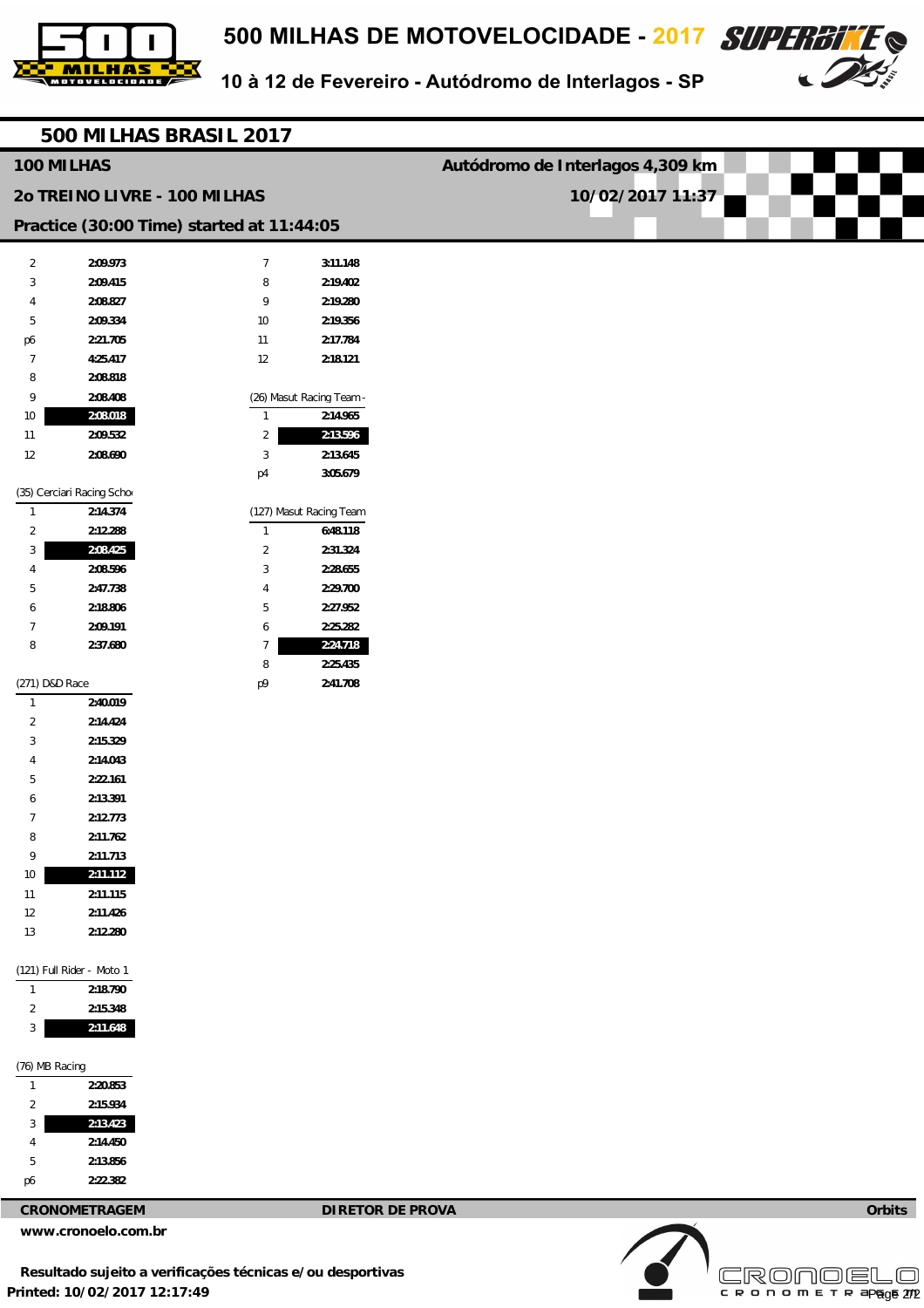# 500 MILHAS DE MOTOVELOCIDADE - 2017

10 à 12 de Fevereiro - Autódromo de Interlagos - SP

## 500 MILHAS BRASIL 2017

**100 MILHAS** — **Autódromo de Interlagos 4,309 km**

**2o TREINO LIVRE - 100 MILHAS** — **10/02/2017 11:37**

**Practice (30:00 Time) started at 11:44:05**

| | |
|---|---|
| 2 | 2:09.973 |
| 3 | 2:09.415 |
| 4 | 2:08.827 |
| 5 | 2:09.334 |
| p6 | 2:21.705 |
| 7 | 4:25.417 |
| 8 | 2:08.818 |
| 9 | 2:08.408 |
| 10 | **2:08.018** |
| 11 | 2:09.532 |
| 12 | 2:08.690 |

(35) Cerciari Racing Scho

| | |
|---|---|
| 1 | 2:14.374 |
| 2 | 2:12.288 |
| 3 | **2:08.425** |
| 4 | 2:08.596 |
| 5 | 2:47.738 |
| 6 | 2:18.806 |
| 7 | 2:09.191 |
| 8 | 2:37.680 |

(271) D&D Race

| | |
|---|---|
| 1 | 2:40.019 |
| 2 | 2:14.424 |
| 3 | 2:15.329 |
| 4 | 2:14.043 |
| 5 | 2:22.161 |
| 6 | 2:13.391 |
| 7 | 2:12.773 |
| 8 | 2:11.762 |
| 9 | 2:11.713 |
| 10 | **2:11.112** |
| 11 | 2:11.115 |
| 12 | 2:11.426 |
| 13 | 2:12.280 |

(121) Full Rider - Moto 1

| | |
|---|---|
| 1 | 2:18.790 |
| 2 | 2:15.348 |
| 3 | **2:11.648** |

(76) MB Racing

| | |
|---|---|
| 1 | 2:20.853 |
| 2 | 2:15.934 |
| 3 | **2:13.423** |
| 4 | 2:14.450 |
| 5 | 2:13.856 |
| p6 | 2:22.382 |

| | |
|---|---|
| 7 | 3:11.148 |
| 8 | 2:19.402 |
| 9 | 2:19.280 |
| 10 | 2:19.356 |
| 11 | 2:17.784 |
| 12 | 2:18.121 |

(26) Masut Racing Team -

| | |
|---|---|
| 1 | 2:14.965 |
| 2 | **2:13.596** |
| 3 | 2:13.645 |
| p4 | 3:05.679 |

(127) Masut Racing Team

| | |
|---|---|
| 1 | 6:48.118 |
| 2 | 2:31.324 |
| 3 | 2:28.655 |
| 4 | 2:29.700 |
| 5 | 2:27.952 |
| 6 | 2:25.282 |
| 7 | **2:24.718** |
| 8 | 2:25.435 |
| p9 | 2:41.708 |

**CRONOMETRAGEM** — **DIRETOR DE PROVA** — **Orbits**

www.cronoelo.com.br

**Resultado sujeito a verificações técnicas e/ou desportivas**

**Printed: 10/02/2017 12:17:49**